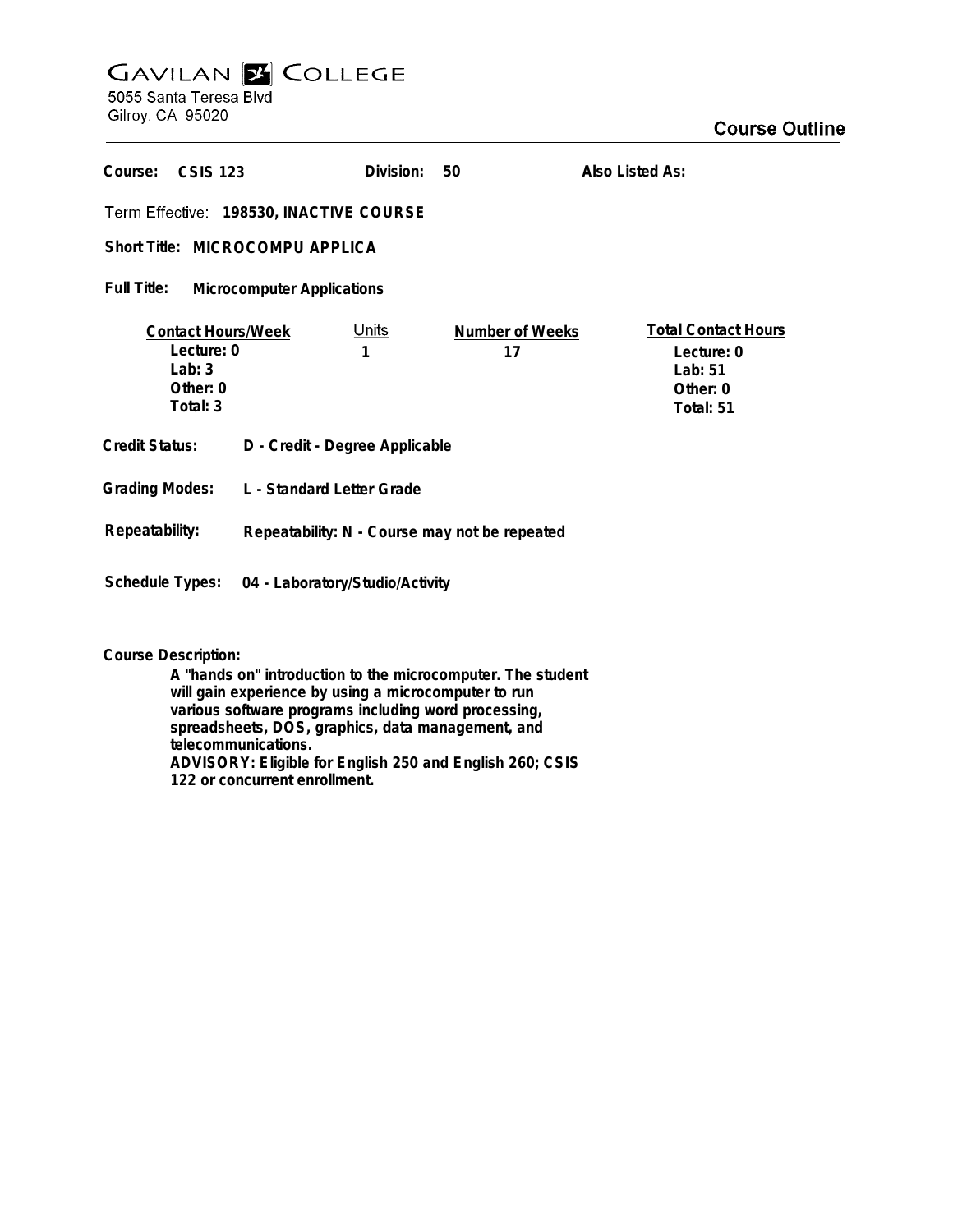# GAVILAN COLLEGE

5055 Santa Teresa Blvd
Gilroy, CA 95020

## Course Outline

**Course:** CSIS 123 **Division:** 50 **Also Listed As:**

**Term Effective:** 198530, INACTIVE COURSE

**Short Title:** MICROCOMPU APPLICA

**Full Title:** Microcomputer Applications

| Contact Hours/Week | Units | Number of Weeks | Total Contact Hours |
|---|---|---|---|
| Lecture: 0 | 1 | 17 | Lecture: 0 |
| Lab: 3 | | | Lab: 51 |
| Other: 0 | | | Other: 0 |
| Total: 3 | | | Total: 51 |

**Credit Status:** D - Credit - Degree Applicable

**Grading Modes:** L - Standard Letter Grade

**Repeatability:** Repeatability: N - Course may not be repeated

**Schedule Types:** 04 - Laboratory/Studio/Activity

**Course Description:**

A "hands on" introduction to the microcomputer. The student will gain experience by using a microcomputer to run various software programs including word processing, spreadsheets, DOS, graphics, data management, and telecommunications.
ADVISORY: Eligible for English 250 and English 260; CSIS 122 or concurrent enrollment.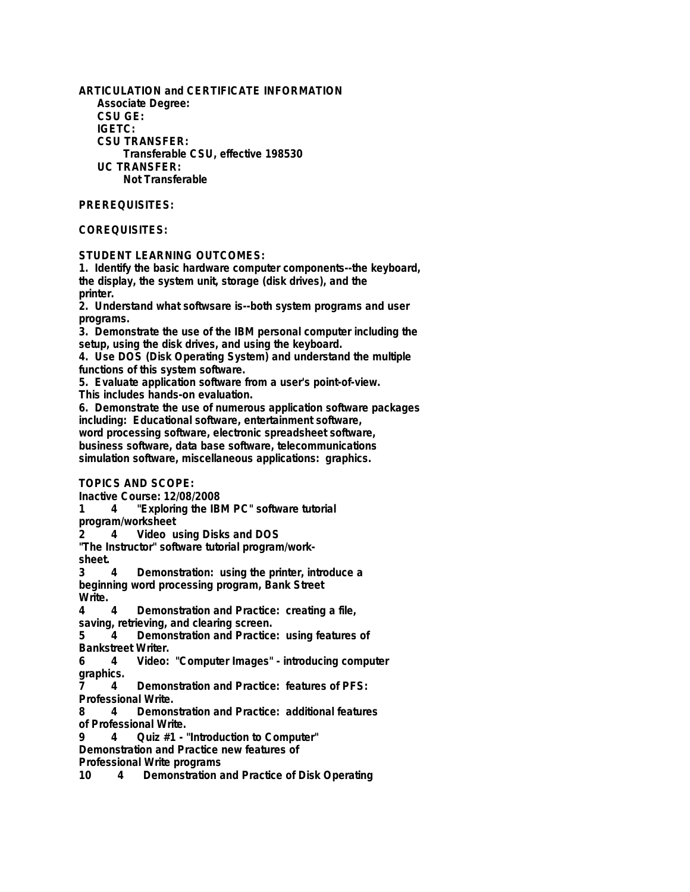**ARTICULATION and CERTIFICATE INFORMATION**

**Associate Degree:**

**CSU GE:**

**IGETC:**

**CSU TRANSFER:**

**Transferable CSU, effective 198530**

**UC TRANSFER:**

**Not Transferable**

**PREREQUISITES:**

**COREQUISITES:**

**STUDENT LEARNING OUTCOMES:**

1. Identify the basic hardware computer components--the keyboard, the display, the system unit, storage (disk drives), and the printer.
2. Understand what softwsare is--both system programs and user programs.
3. Demonstrate the use of the IBM personal computer including the setup, using the disk drives, and using the keyboard.
4. Use DOS (Disk Operating System) and understand the multiple functions of this system software.
5. Evaluate application software from a user's point-of-view. This includes hands-on evaluation.
6. Demonstrate the use of numerous application software packages including: Educational software, entertainment software, word processing software, electronic spreadsheet software, business software, data base software, telecommunications simulation software, miscellaneous applications: graphics.

**TOPICS AND SCOPE:**

Inactive Course: 12/08/2008

1 4 "Exploring the IBM PC" software tutorial program/worksheet

2 4 Video using Disks and DOS "The Instructor" software tutorial program/work-sheet.

3 4 Demonstration: using the printer, introduce a beginning word processing program, Bank Street Write.

4 4 Demonstration and Practice: creating a file, saving, retrieving, and clearing screen.

5 4 Demonstration and Practice: using features of Bankstreet Writer.

6 4 Video: "Computer Images" - introducing computer graphics.

7 4 Demonstration and Practice: features of PFS: Professional Write.

8 4 Demonstration and Practice: additional features of Professional Write.

9 4 Quiz #1 - "Introduction to Computer" Demonstration and Practice new features of Professional Write programs

10 4 Demonstration and Practice of Disk Operating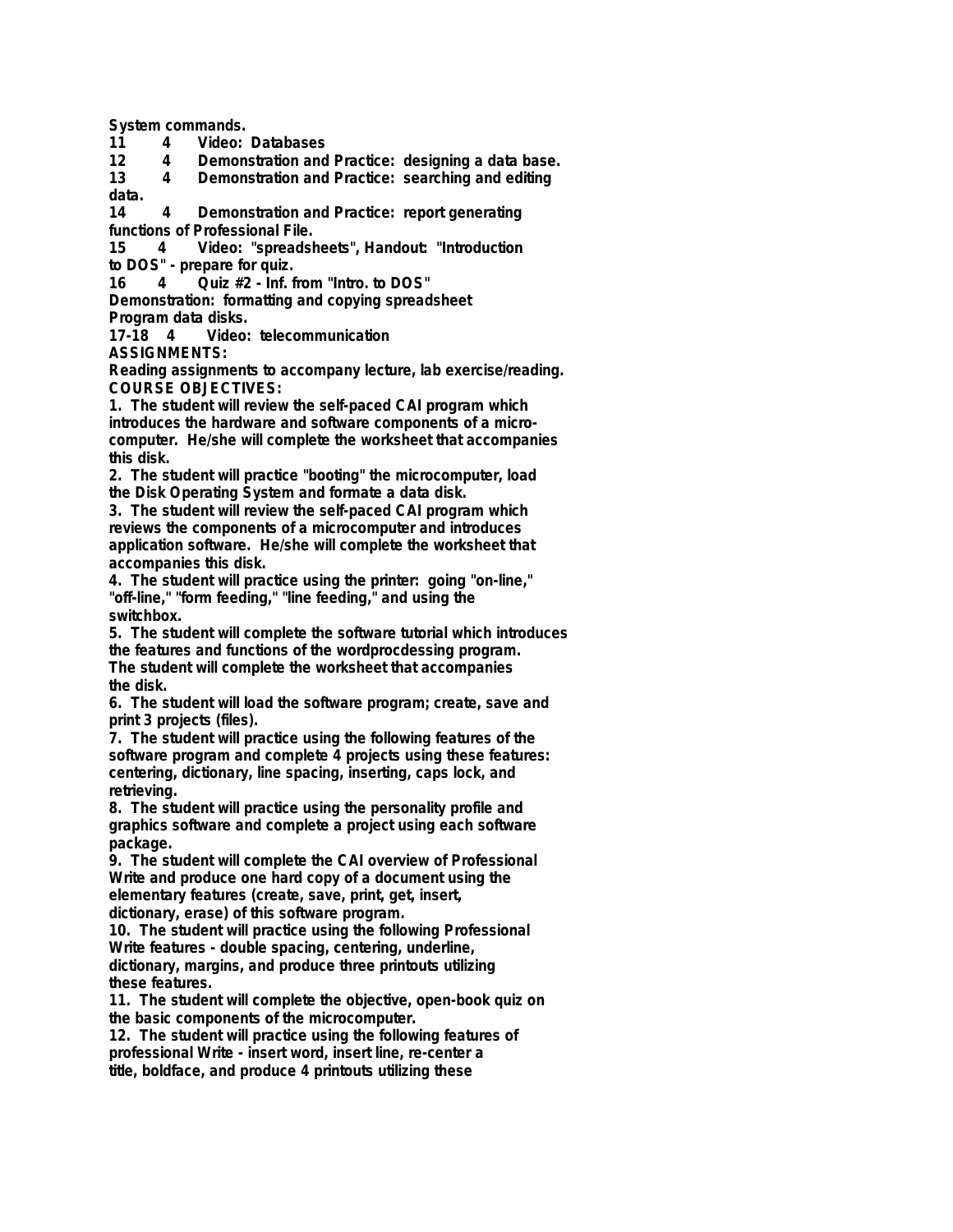System commands.

11 4 Video: Databases

12 4 Demonstration and Practice: designing a data base.

13 4 Demonstration and Practice: searching and editing data.

14 4 Demonstration and Practice: report generating functions of Professional File.

15 4 Video: "spreadsheets", Handout: "Introduction to DOS" - prepare for quiz.

16 4 Quiz #2 - Inf. from "Intro. to DOS"
Demonstration: formatting and copying spreadsheet Program data disks.

17-18 4 Video: telecommunication

**ASSIGNMENTS:**

Reading assignments to accompany lecture, lab exercise/reading.

**COURSE OBJECTIVES:**

1. The student will review the self-paced CAI program which introduces the hardware and software components of a micro-computer. He/she will complete the worksheet that accompanies this disk.
2. The student will practice "booting" the microcomputer, load the Disk Operating System and formate a data disk.
3. The student will review the self-paced CAI program which reviews the components of a microcomputer and introduces application software. He/she will complete the worksheet that accompanies this disk.
4. The student will practice using the printer: going "on-line," "off-line," "form feeding," "line feeding," and using the switchbox.
5. The student will complete the software tutorial which introduces the features and functions of the wordprocdessing program. The student will complete the worksheet that accompanies the disk.
6. The student will load the software program; create, save and print 3 projects (files).
7. The student will practice using the following features of the software program and complete 4 projects using these features: centering, dictionary, line spacing, inserting, caps lock, and retrieving.
8. The student will practice using the personality profile and graphics software and complete a project using each software package.
9. The student will complete the CAI overview of Professional Write and produce one hard copy of a document using the elementary features (create, save, print, get, insert, dictionary, erase) of this software program.
10. The student will practice using the following Professional Write features - double spacing, centering, underline, dictionary, margins, and produce three printouts utilizing these features.
11. The student will complete the objective, open-book quiz on the basic components of the microcomputer.
12. The student will practice using the following features of professional Write - insert word, insert line, re-center a title, boldface, and produce 4 printouts utilizing these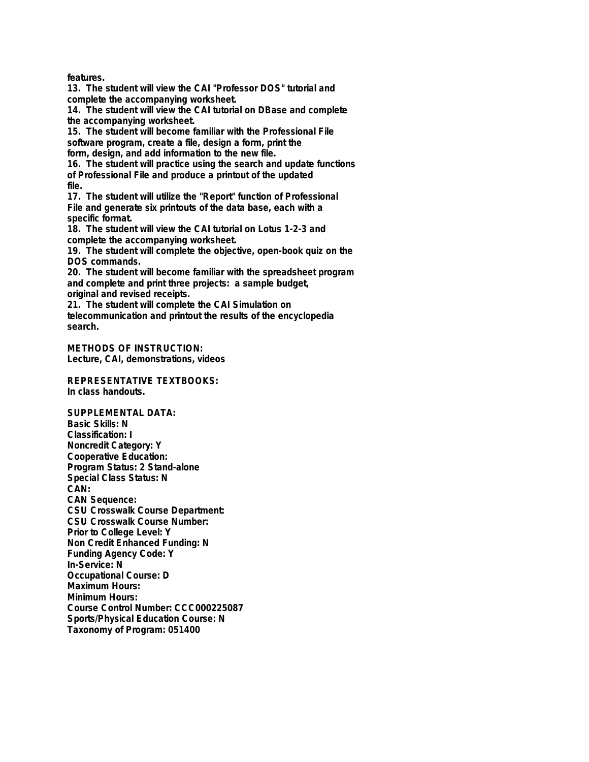features.

13. The student will view the CAI "Professor DOS" tutorial and complete the accompanying worksheet.

14. The student will view the CAI tutorial on DBase and complete the accompanying worksheet.

15. The student will become familiar with the Professional File software program, create a file, design a form, print the form, design, and add information to the new file.

16. The student will practice using the search and update functions of Professional File and produce a printout of the updated file.

17. The student will utilize the "Report" function of Professional File and generate six printouts of the data base, each with a specific format.

18. The student will view the CAI tutorial on Lotus 1-2-3 and complete the accompanying worksheet.

19. The student will complete the objective, open-book quiz on the DOS commands.

20. The student will become familiar with the spreadsheet program and complete and print three projects: a sample budget, original and revised receipts.

21. The student will complete the CAI Simulation on telecommunication and printout the results of the encyclopedia search.

**METHODS OF INSTRUCTION:**
Lecture, CAI, demonstrations, videos

**REPRESENTATIVE TEXTBOOKS:**
In class handouts.

**SUPPLEMENTAL DATA:**
Basic Skills: N
Classification: I
Noncredit Category: Y
Cooperative Education:
Program Status: 2 Stand-alone
Special Class Status: N
CAN:
CAN Sequence:
CSU Crosswalk Course Department:
CSU Crosswalk Course Number:
Prior to College Level: Y
Non Credit Enhanced Funding: N
Funding Agency Code: Y
In-Service: N
Occupational Course: D
Maximum Hours:
Minimum Hours:
Course Control Number: CCC000225087
Sports/Physical Education Course: N
Taxonomy of Program: 051400